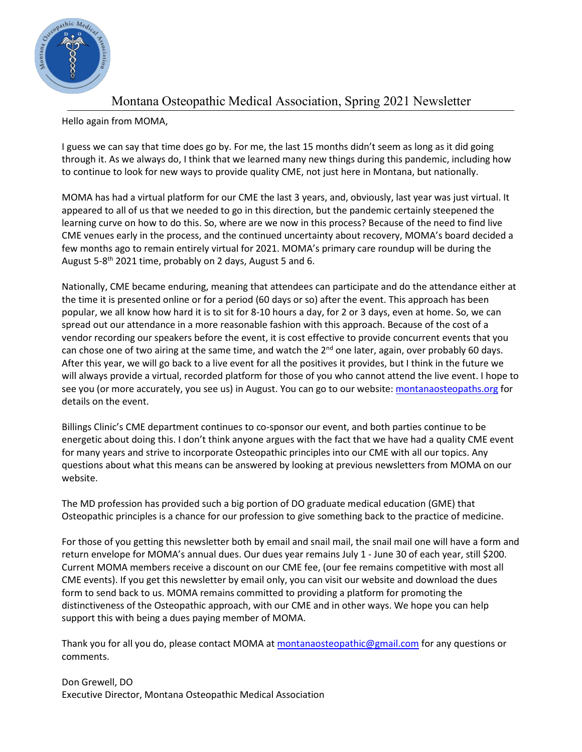# Montana Osteopathic Medical Association, Spring 2021 Newsletter

Hello again from MOMA,

I guess we can say that time does go by. For me, the last 15 months didn't seem as long as it did going through it. As we always do, I think that we learned many new things during this pandemic, including how to continue to look for new ways to provide quality CME, not just here in Montana, but nationally.

MOMA has had a virtual platform for our CME the last 3 years, and, obviously, last year was just virtual. It appeared to all of us that we needed to go in this direction, but the pandemic certainly steepened the learning curve on how to do this. So, where are we now in this process? Because of the need to find live CME venues early in the process, and the continued uncertainty about recovery, MOMA's board decided a few months ago to remain entirely virtual for 2021. MOMA's primary care roundup will be during the August 5-8th 2021 time, probably on 2 days, August 5 and 6.

Nationally, CME became enduring, meaning that attendees can participate and do the attendance either at the time it is presented online or for a period (60 days or so) after the event. This approach has been popular, we all know how hard it is to sit for 8-10 hours a day, for 2 or 3 days, even at home. So, we can spread out our attendance in a more reasonable fashion with this approach. Because of the cost of a vendor recording our speakers before the event, it is cost effective to provide concurrent events that you can chose one of two airing at the same time, and watch the 2nd one later, again, over probably 60 days. After this year, we will go back to a live event for all the positives it provides, but I think in the future we will always provide a virtual, recorded platform for those of you who cannot attend the live event. I hope to see you (or more accurately, you see us) in August. You can go to our website: [montanaosteopaths.org](montanaosteopaths.org) for details on the event.

Billings Clinic's CME department continues to co-sponsor our event, and both parties continue to be energetic about doing this. I don't think anyone argues with the fact that we have had a quality CME event for many years and strive to incorporate Osteopathic principles into our CME with all our topics. Any questions about what this means can be answered by looking at previous newsletters from MOMA on our website.

The MD profession has provided such a big portion of DO graduate medical education (GME) that Osteopathic principles is a chance for our profession to give something back to the practice of medicine.

For those of you getting this newsletter both by email and snail mail, the snail mail one will have a form and return envelope for MOMA's annual dues. Our dues year remains July 1 - June 30 of each year, still $200. Current MOMA members receive a discount on our CME fee, (our fee remains competitive with most all CME events). If you get this newsletter by email only, you can visit our website and download the dues form to send back to us. MOMA remains committed to providing a platform for promoting the distinctiveness of the Osteopathic approach, with our CME and in other ways. We hope you can help support this with being a dues paying member of MOMA.

Thank you for all you do, please contact MOMA at [montanaosteopathic@gmail.com](mailto:montanaosteopathic@gmail.com) for any questions or comments.

Don Grewell, DO
Executive Director, Montana Osteopathic Medical Association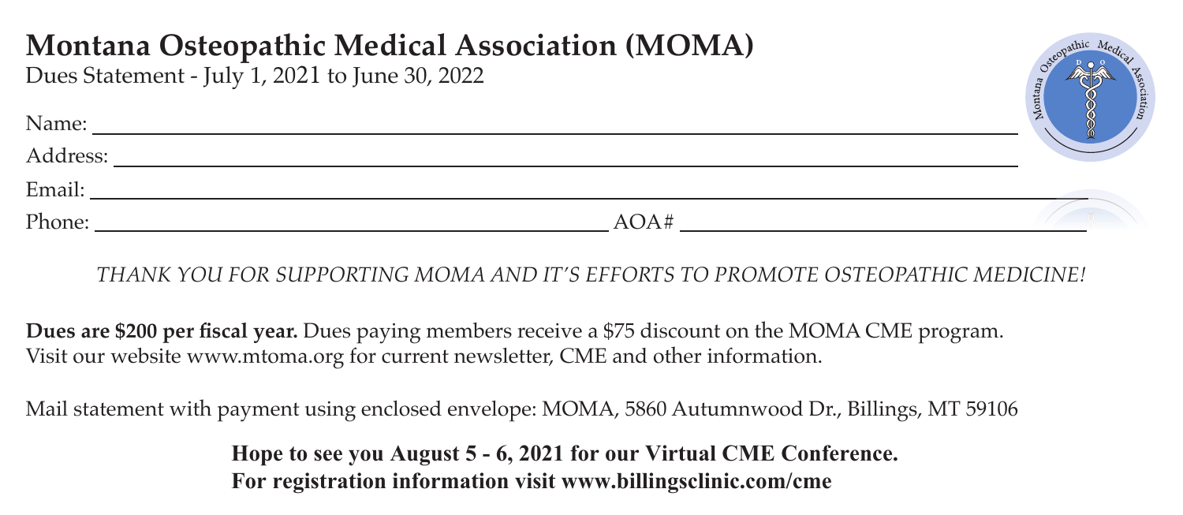# Montana Osteopathic Medical Association (MOMA)

Dues Statement - July 1, 2021 to June 30, 2022

Name: ______________________________________________

Address: ______________________________________________

Email: ______________________________________________

Phone: ________________________ AOA# ________________________

*THANK YOU FOR SUPPORTING MOMA AND IT'S EFFORTS TO PROMOTE OSTEOPATHIC MEDICINE!*

**Dues are $200 per fiscal year.** Dues paying members receive a $75 discount on the MOMA CME program.
Visit our website www.mtoma.org for current newsletter, CME and other information.

Mail statement with payment using enclosed envelope: MOMA, 5860 Autumnwood Dr., Billings, MT 59106

**Hope to see you August 5 - 6, 2021 for our Virtual CME Conference.**
**For registration information visit www.billingsclinic.com/cme**